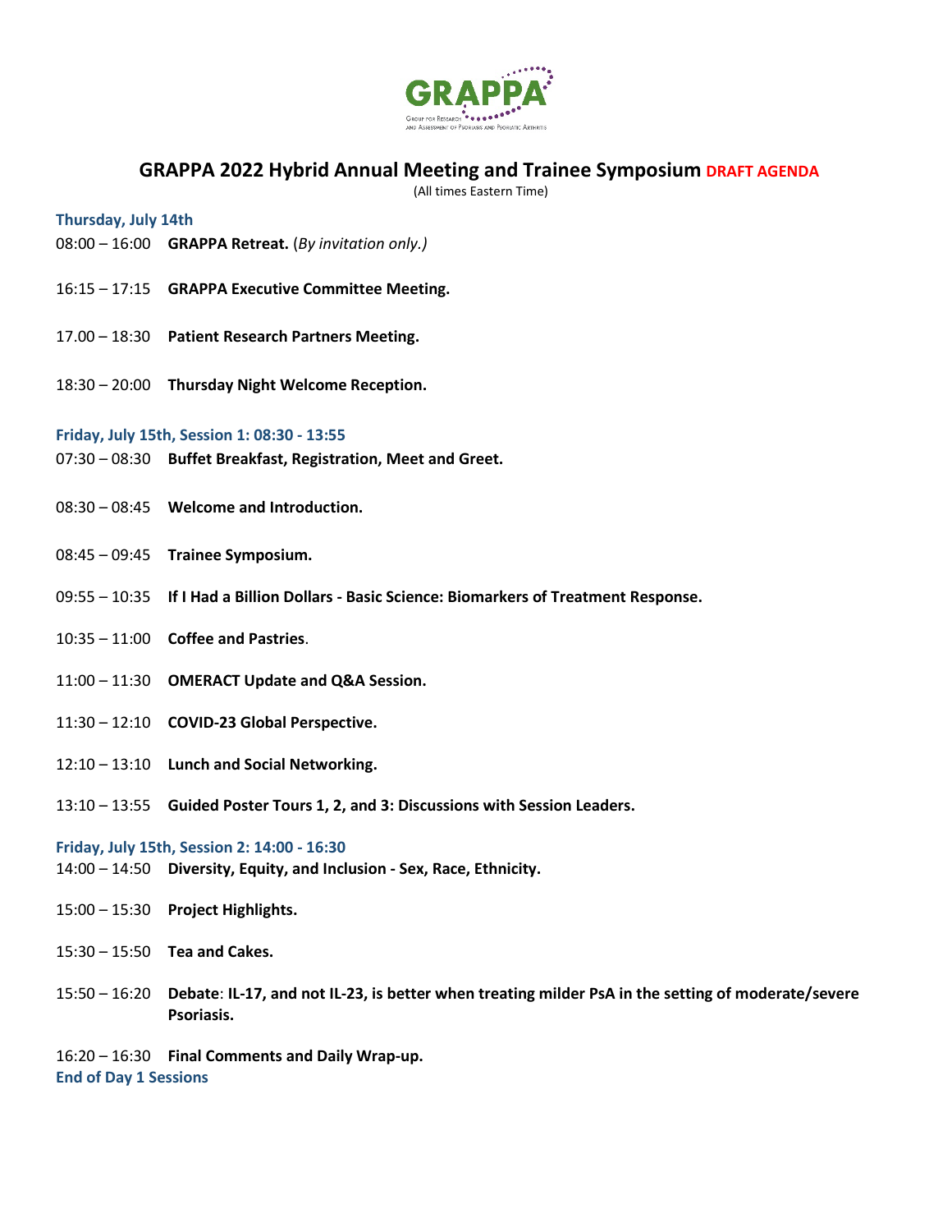# GRAPPA 2022 Hybrid Annual Meeting and Trainee Symposium DRAFT AGENDA

(All times Eastern Time)

### Thursday, July 14th

08:00 – 16:00 **GRAPPA Retreat.** (*By invitation only.)*

16:15 – 17:15 **GRAPPA Executive Committee Meeting.**

17.00 – 18:30 **Patient Research Partners Meeting.**

18:30 – 20:00 **Thursday Night Welcome Reception.**

### Friday, July 15th, Session 1: 08:30 - 13:55

07:30 – 08:30 **Buffet Breakfast, Registration, Meet and Greet.**

08:30 – 08:45 **Welcome and Introduction.**

08:45 – 09:45 **Trainee Symposium.**

09:55 – 10:35 **If I Had a Billion Dollars - Basic Science: Biomarkers of Treatment Response.**

10:35 – 11:00 **Coffee and Pastries**.

11:00 – 11:30 **OMERACT Update and Q&A Session.**

11:30 – 12:10 **COVID-23 Global Perspective.**

12:10 – 13:10 **Lunch and Social Networking.**

13:10 – 13:55 **Guided Poster Tours 1, 2, and 3: Discussions with Session Leaders.**

### Friday, July 15th, Session 2: 14:00 - 16:30

14:00 – 14:50 **Diversity, Equity, and Inclusion - Sex, Race, Ethnicity.**

15:00 – 15:30 **Project Highlights.**

15:30 – 15:50 **Tea and Cakes.**

15:50 – 16:20 **Debate**: **IL-17, and not IL-23, is better when treating milder PsA in the setting of moderate/severe Psoriasis.**

16:20 – 16:30 **Final Comments and Daily Wrap-up.**

**End of Day 1 Sessions**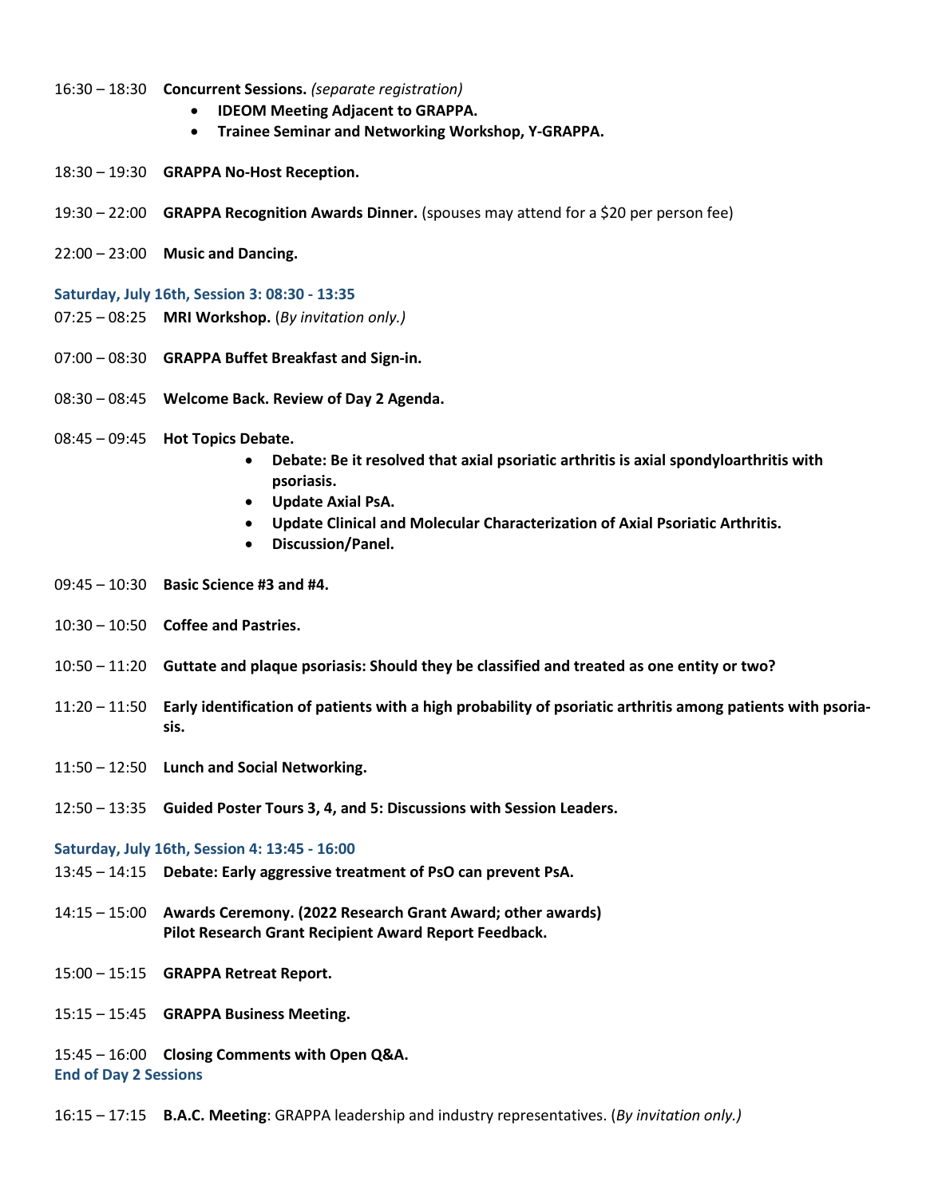16:30 – 18:30 **Concurrent Sessions.** *(separate registration)*

- **IDEOM Meeting Adjacent to GRAPPA.**
- **Trainee Seminar and Networking Workshop, Y-GRAPPA.**

18:30 – 19:30 **GRAPPA No-Host Reception.**

19:30 – 22:00 **GRAPPA Recognition Awards Dinner.** (spouses may attend for a $20 per person fee)

22:00 – 23:00 **Music and Dancing.**

### Saturday, July 16th, Session 3: 08:30 - 13:35

07:25 – 08:25 **MRI Workshop.** (*By invitation only.)*

07:00 – 08:30 **GRAPPA Buffet Breakfast and Sign-in.**

08:30 – 08:45 **Welcome Back. Review of Day 2 Agenda.**

08:45 – 09:45 **Hot Topics Debate.**

- **Debate: Be it resolved that axial psoriatic arthritis is axial spondyloarthritis with psoriasis.**
- **Update Axial PsA.**
- **Update Clinical and Molecular Characterization of Axial Psoriatic Arthritis.**
- **Discussion/Panel.**

09:45 – 10:30 **Basic Science #3 and #4.**

10:30 – 10:50 **Coffee and Pastries.**

10:50 – 11:20 **Guttate and plaque psoriasis: Should they be classified and treated as one entity or two?**

11:20 – 11:50 **Early identification of patients with a high probability of psoriatic arthritis among patients with psoriasis.**

11:50 – 12:50 **Lunch and Social Networking.**

12:50 – 13:35 **Guided Poster Tours 3, 4, and 5: Discussions with Session Leaders.**

### Saturday, July 16th, Session 4: 13:45 - 16:00

13:45 – 14:15 **Debate: Early aggressive treatment of PsO can prevent PsA.**

14:15 – 15:00 **Awards Ceremony. (2022 Research Grant Award; other awards)**
**Pilot Research Grant Recipient Award Report Feedback.**

15:00 – 15:15 **GRAPPA Retreat Report.**

15:15 – 15:45 **GRAPPA Business Meeting.**

15:45 – 16:00 **Closing Comments with Open Q&A.**

**End of Day 2 Sessions**

16:15 – 17:15 **B.A.C. Meeting**: GRAPPA leadership and industry representatives. (*By invitation only.)*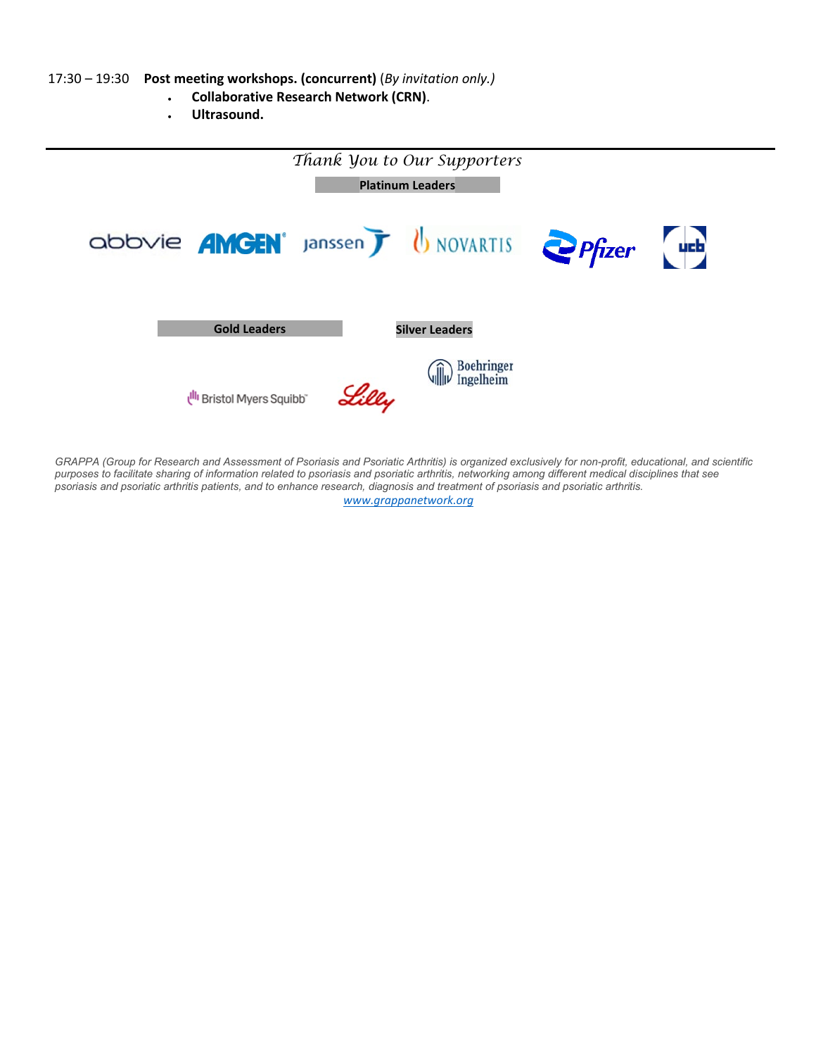17:30 – 19:30 **Post meeting workshops. (concurrent)** (*By invitation only.)*

- **Collaborative Research Network (CRN)**.
- **Ultrasound.**

---

*Thank You to Our Supporters*

**Platinum Leaders**

abbvie AMGEN janssen NOVARTIS Pfizer ucb

**Gold Leaders**

Bristol Myers Squibb Lilly

**Silver Leaders**

Boehringer Ingelheim

*GRAPPA (Group for Research and Assessment of Psoriasis and Psoriatic Arthritis) is organized exclusively for non-profit, educational, and scientific purposes to facilitate sharing of information related to psoriasis and psoriatic arthritis, networking among different medical disciplines that see psoriasis and psoriatic arthritis patients, and to enhance research, diagnosis and treatment of psoriasis and psoriatic arthritis.*

*www.grappanetwork.org*